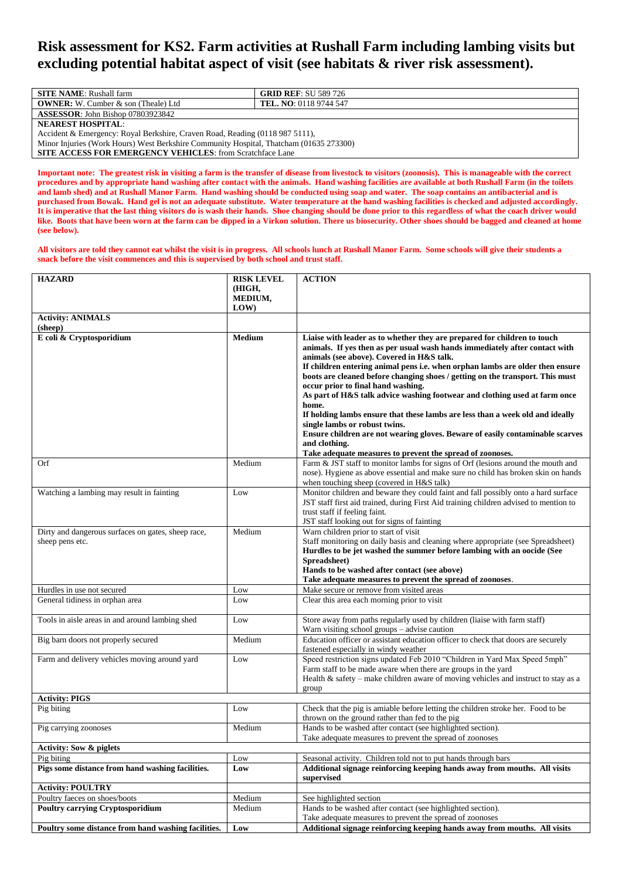# Risk assessment for KS2. Farm activities at Rushall Farm including lambing visits but excluding potential habitat aspect of visit (see habitats & river risk assessment).

| **SITE NAME**: Rushall farm | **GRID REF**: SU 589 726 |
|---|---|
| **OWNER:** W. Cumber & son (Theale) Ltd | **TEL. NO**: 0118 9744 547 |
| **ASSESSOR**: John Bishop 07803923842 | |
| **NEAREST HOSPITAL**:<br>Accident & Emergency: Royal Berkshire, Craven Road, Reading (0118 987 5111),<br>Minor Injuries (Work Hours) West Berkshire Community Hospital, Thatcham (01635 273300)<br>**SITE ACCESS FOR EMERGENCY VEHICLES**: from Scratchface Lane | |

**Important note: The greatest risk in visiting a farm is the transfer of disease from livestock to visitors (zoonosis). This is manageable with the correct procedures and by appropriate hand washing after contact with the animals. Hand washing facilities are available at both Rushall Farm (in the toilets and lamb shed) and at Rushall Manor Farm. Hand washing should be conducted using soap and water. The soap contains an antibacterial and is purchased from Bowak. Hand gel is not an adequate substitute. Water temperature at the hand washing facilities is checked and adjusted accordingly. It is imperative that the last thing visitors do is wash their hands. Shoe changing should be done prior to this regardless of what the coach driver would like. Boots that have been worn at the farm can be dipped in a Virkon solution. There us biosecurity. Other shoes should be bagged and cleaned at home (see below).**

**All visitors are told they cannot eat whilst the visit is in progress. All schools lunch at Rushall Manor Farm. Some schools will give their students a snack before the visit commences and this is supervised by both school and trust staff.**

| **HAZARD** | **RISK LEVEL (HIGH, MEDIUM, LOW)** | **ACTION** |
|---|---|---|
| **Activity: ANIMALS (sheep)** | | |
| **E coli & Cryptosporidium** | **Medium** | **Liaise with leader as to whether they are prepared for children to touch animals. If yes then as per usual wash hands immediately after contact with animals (see above). Covered in H&S talk.**<br>**If children entering animal pens i.e. when orphan lambs are older then ensure boots are cleaned before changing shoes / getting on the transport. This must occur prior to final hand washing.**<br>**As part of H&S talk advice washing footwear and clothing used at farm once home.**<br>**If holding lambs ensure that these lambs are less than a week old and ideally single lambs or robust twins.**<br>**Ensure children are not wearing gloves. Beware of easily contaminable scarves and clothing.**<br>**Take adequate measures to prevent the spread of zoonoses.** |
| Orf | Medium | Farm & JST staff to monitor lambs for signs of Orf (lesions around the mouth and nose). Hygiene as above essential and make sure no child has broken skin on hands when touching sheep (covered in H&S talk) |
| Watching a lambing may result in fainting | Low | Monitor children and beware they could faint and fall possibly onto a hard surface JST staff first aid trained, during First Aid training children advised to mention to trust staff if feeling faint.<br>JST staff looking out for signs of fainting |
| Dirty and dangerous surfaces on gates, sheep race, sheep pens etc. | Medium | Warn children prior to start of visit<br>Staff monitoring on daily basis and cleaning where appropriate (see Spreadsheet)<br>**Hurdles to be jet washed the summer before lambing with an oocide (See Spreadsheet)**<br>**Hands to be washed after contact (see above)**<br>**Take adequate measures to prevent the spread of zoonoses**. |
| Hurdles in use not secured | Low | Make secure or remove from visited areas |
| General tidiness in orphan area | Low | Clear this area each morning prior to visit |
| Tools in aisle areas in and around lambing shed | Low | Store away from paths regularly used by children (liaise with farm staff)<br>Warn visiting school groups – advise caution |
| Big barn doors not properly secured | Medium | Education officer or assistant education officer to check that doors are securely fastened especially in windy weather |
| Farm and delivery vehicles moving around yard | Low | Speed restriction signs updated Feb 2010 "Children in Yard Max Speed 5mph"<br>Farm staff to be made aware when there are groups in the yard<br>Health & safety – make children aware of moving vehicles and instruct to stay as a group |
| **Activity: PIGS** | | |
| Pig biting | Low | Check that the pig is amiable before letting the children stroke her. Food to be thrown on the ground rather than fed to the pig |
| Pig carrying zoonoses | Medium | Hands to be washed after contact (see highlighted section).<br>Take adequate measures to prevent the spread of zoonoses |
| **Activity: Sow & piglets** | | |
| Pig biting | Low | Seasonal activity. Children told not to put hands through bars |
| **Pigs some distance from hand washing facilities.** | **Low** | **Additional signage reinforcing keeping hands away from mouths. All visits supervised** |
| **Activity: POULTRY** | | |
| Poultry faeces on shoes/boots | Medium | See highlighted section |
| **Poultry carrying Cryptosporidium** | Medium | Hands to be washed after contact (see highlighted section).<br>Take adequate measures to prevent the spread of zoonoses |
| **Poultry some distance from hand washing facilities.** | **Low** | **Additional signage reinforcing keeping hands away from mouths. All visits** |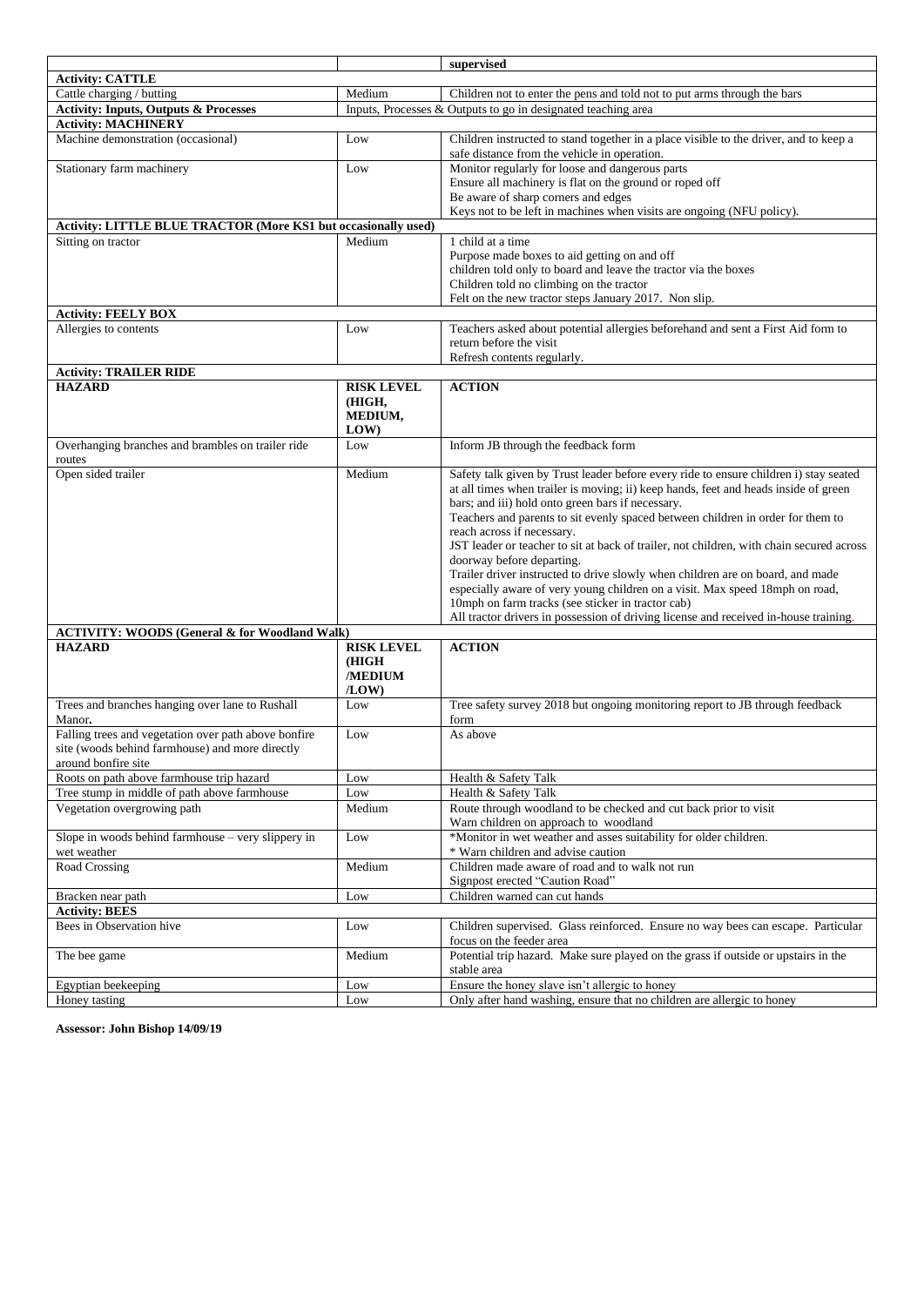| | | |
|---|---|---|
| | | supervised |
| **Activity: CATTLE** | | |
| Cattle charging / butting | Medium | Children not to enter the pens and told not to put arms through the bars |
| **Activity: Inputs, Outputs & Processes** | Inputs, Processes & Outputs to go in designated teaching area | |
| **Activity: MACHINERY** | | |
| Machine demonstration (occasional) | Low | Children instructed to stand together in a place visible to the driver, and to keep a safe distance from the vehicle in operation. |
| Stationary farm machinery | Low | Monitor regularly for loose and dangerous parts<br>Ensure all machinery is flat on the ground or roped off<br>Be aware of sharp corners and edges<br>Keys not to be left in machines when visits are ongoing (NFU policy). |
| **Activity: LITTLE BLUE TRACTOR (More KS1 but occasionally used)** | | |
| Sitting on tractor | Medium | 1 child at a time<br>Purpose made boxes to aid getting on and off<br>children told only to board and leave the tractor via the boxes<br>Children told no climbing on the tractor<br>Felt on the new tractor steps January 2017. Non slip. |
| **Activity: FEELY BOX** | | |
| Allergies to contents | Low | Teachers asked about potential allergies beforehand and sent a First Aid form to return before the visit<br>Refresh contents regularly. |
| **Activity: TRAILER RIDE** | | |
| **HAZARD** | **RISK LEVEL (HIGH, MEDIUM, LOW)** | **ACTION** |
| Overhanging branches and brambles on trailer ride routes | Low | Inform JB through the feedback form |
| Open sided trailer | Medium | Safety talk given by Trust leader before every ride to ensure children i) stay seated at all times when trailer is moving; ii) keep hands, feet and heads inside of green bars; and iii) hold onto green bars if necessary.<br>Teachers and parents to sit evenly spaced between children in order for them to reach across if necessary.<br>JST leader or teacher to sit at back of trailer, not children, with chain secured across doorway before departing.<br>Trailer driver instructed to drive slowly when children are on board, and made especially aware of very young children on a visit. Max speed 18mph on road, 10mph on farm tracks (see sticker in tractor cab)<br>All tractor drivers in possession of driving license and received in-house training. |
| **ACTIVITY: WOODS (General & for Woodland Walk)** | | |
| **HAZARD** | **RISK LEVEL (HIGH /MEDIUM /LOW)** | **ACTION** |
| Trees and branches hanging over lane to Rushall Manor**.** | Low | Tree safety survey 2018 but ongoing monitoring report to JB through feedback form |
| Falling trees and vegetation over path above bonfire site (woods behind farmhouse) and more directly around bonfire site | Low | As above |
| Roots on path above farmhouse trip hazard | Low | Health & Safety Talk |
| Tree stump in middle of path above farmhouse | Low | Health & Safety Talk |
| Vegetation overgrowing path | Medium | Route through woodland to be checked and cut back prior to visit<br>Warn children on approach to woodland |
| Slope in woods behind farmhouse – very slippery in wet weather | Low | *Monitor in wet weather and asses suitability for older children.<br>* Warn children and advise caution |
| Road Crossing | Medium | Children made aware of road and to walk not run<br>Signpost erected "Caution Road" |
| Bracken near path | Low | Children warned can cut hands |
| **Activity: BEES** | | |
| Bees in Observation hive | Low | Children supervised. Glass reinforced. Ensure no way bees can escape. Particular focus on the feeder area |
| The bee game | Medium | Potential trip hazard. Make sure played on the grass if outside or upstairs in the stable area |
| Egyptian beekeeping | Low | Ensure the honey slave isn't allergic to honey |
| Honey tasting | Low | Only after hand washing, ensure that no children are allergic to honey |

**Assessor: John Bishop 14/09/19**